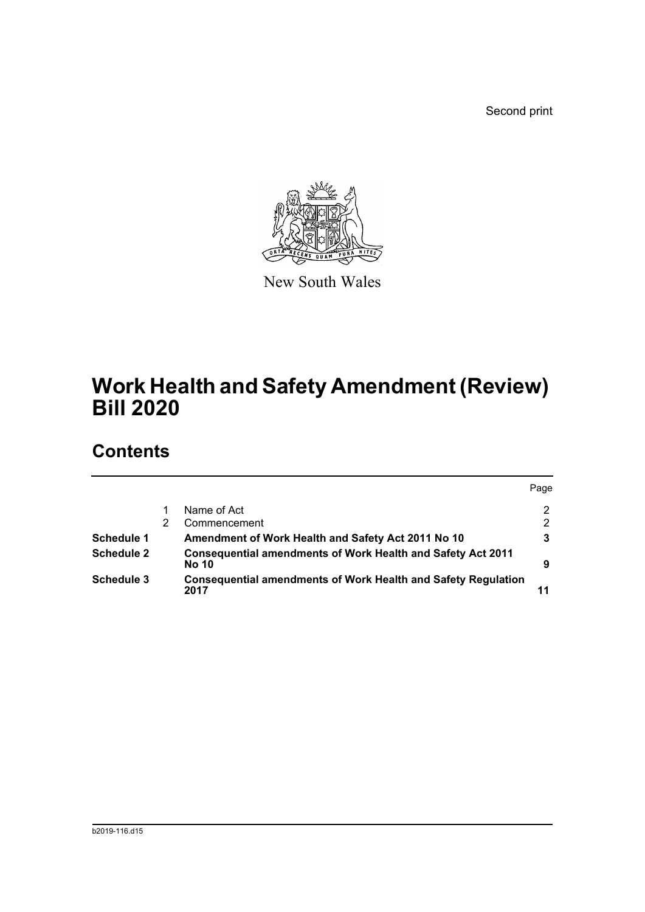Second print

New South Wales

# Work Health and Safety Amendment (Review) Bill 2020

## Contents

| | | | Page |
|---|---|---|---|
| | 1 | Name of Act | 2 |
| | 2 | Commencement | 2 |
| **Schedule 1** | | **Amendment of Work Health and Safety Act 2011 No 10** | **3** |
| **Schedule 2** | | **Consequential amendments of Work Health and Safety Act 2011 No 10** | **9** |
| **Schedule 3** | | **Consequential amendments of Work Health and Safety Regulation 2017** | **11** |

b2019-116.d15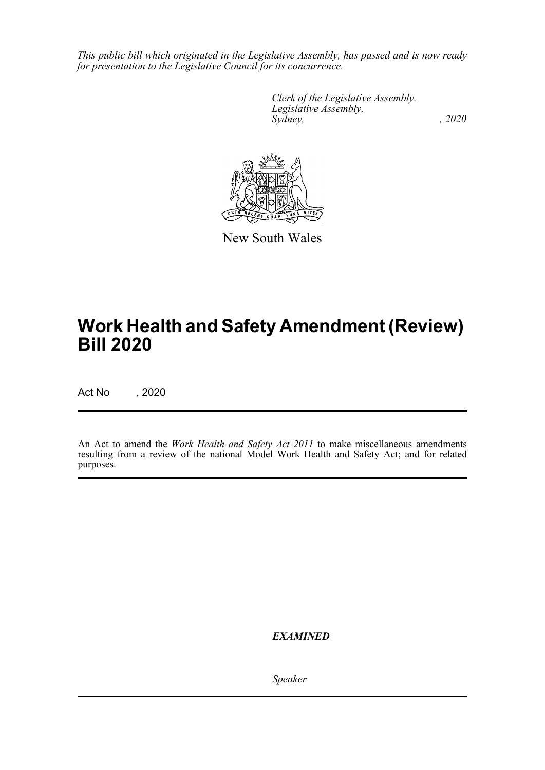*This public bill which originated in the Legislative Assembly, has passed and is now ready for presentation to the Legislative Council for its concurrence.*

*Clerk of the Legislative Assembly.*
*Legislative Assembly,*
*Sydney, , 2020*

New South Wales

# Work Health and Safety Amendment (Review) Bill 2020

Act No , 2020

An Act to amend the *Work Health and Safety Act 2011* to make miscellaneous amendments resulting from a review of the national Model Work Health and Safety Act; and for related purposes.

***EXAMINED***

*Speaker*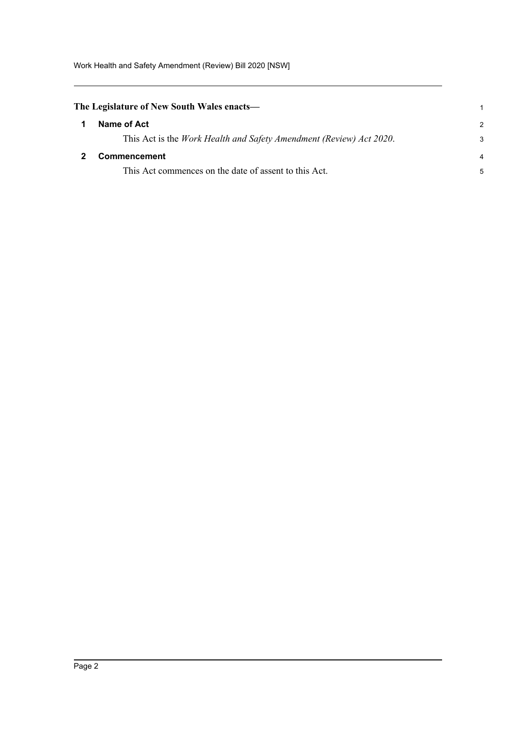The Legislature of New South Wales enacts—

## 1 Name of Act

This Act is the *Work Health and Safety Amendment (Review) Act 2020*.

## 2 Commencement

This Act commences on the date of assent to this Act.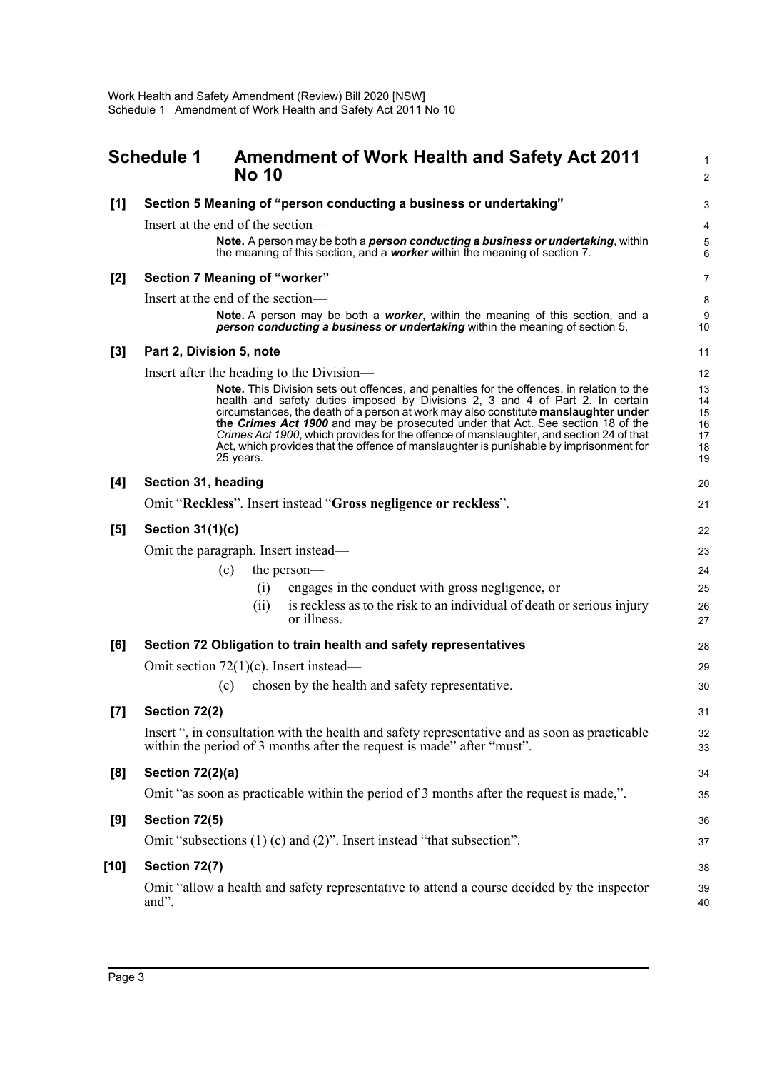## Schedule 1 Amendment of Work Health and Safety Act 2011 No 10

**[1] Section 5 Meaning of "person conducting a business or undertaking"**

Insert at the end of the section—

> **Note.** A person may be both a ***person conducting a business or undertaking***, within the meaning of this section, and a ***worker*** within the meaning of section 7.

**[2] Section 7 Meaning of "worker"**

Insert at the end of the section—

> **Note.** A person may be both a ***worker***, within the meaning of this section, and a ***person conducting a business or undertaking*** within the meaning of section 5.

**[3] Part 2, Division 5, note**

Insert after the heading to the Division—

> **Note.** This Division sets out offences, and penalties for the offences, in relation to the health and safety duties imposed by Divisions 2, 3 and 4 of Part 2. In certain circumstances, the death of a person at work may also constitute **manslaughter under the *Crimes Act 1900*** and may be prosecuted under that Act. See section 18 of the *Crimes Act 1900*, which provides for the offence of manslaughter, and section 24 of that Act, which provides that the offence of manslaughter is punishable by imprisonment for 25 years.

**[4] Section 31, heading**

Omit "**Reckless**". Insert instead "**Gross negligence or reckless**".

**[5] Section 31(1)(c)**

Omit the paragraph. Insert instead—

(c) the person—

(i) engages in the conduct with gross negligence, or

(ii) is reckless as to the risk to an individual of death or serious injury or illness.

**[6] Section 72 Obligation to train health and safety representatives**

Omit section 72(1)(c). Insert instead—

(c) chosen by the health and safety representative.

**[7] Section 72(2)**

Insert ", in consultation with the health and safety representative and as soon as practicable within the period of 3 months after the request is made" after "must".

**[8] Section 72(2)(a)**

Omit "as soon as practicable within the period of 3 months after the request is made,".

**[9] Section 72(5)**

Omit "subsections (1) (c) and (2)". Insert instead "that subsection".

**[10] Section 72(7)**

Omit "allow a health and safety representative to attend a course decided by the inspector and".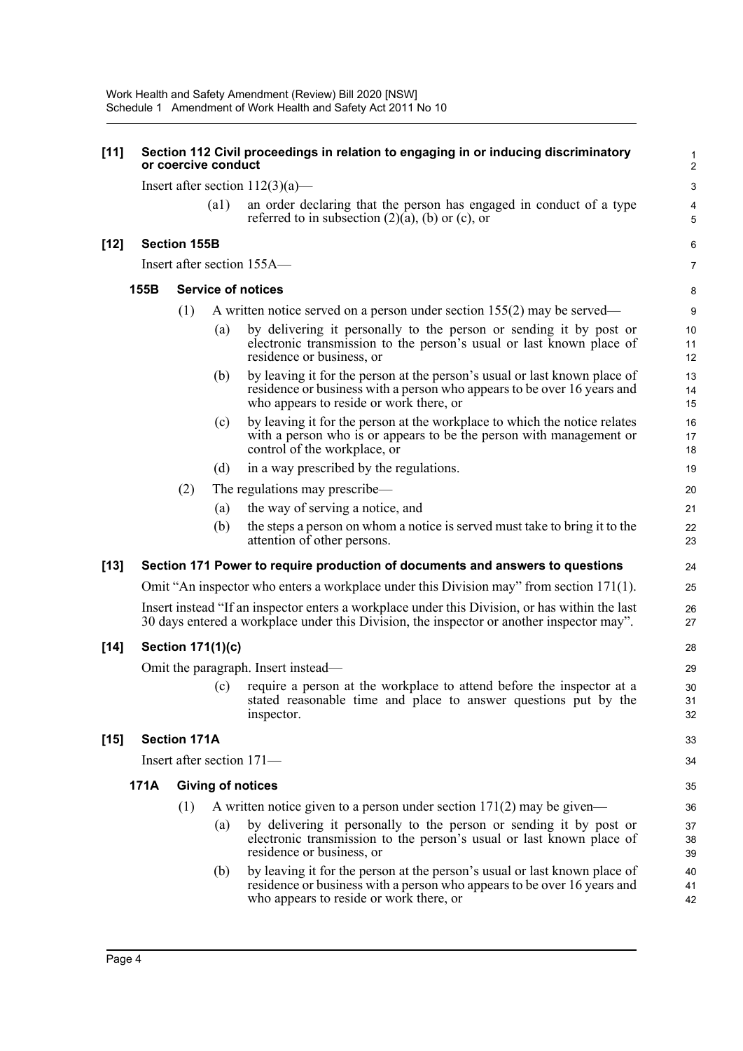**[11] Section 112 Civil proceedings in relation to engaging in or inducing discriminatory or coercive conduct**

Insert after section 112(3)(a)—

(a1) an order declaring that the person has engaged in conduct of a type referred to in subsection (2)(a), (b) or (c), or

**[12] Section 155B**

Insert after section 155A—

**155B Service of notices**

(1) A written notice served on a person under section 155(2) may be served—

(a) by delivering it personally to the person or sending it by post or electronic transmission to the person's usual or last known place of residence or business, or

(b) by leaving it for the person at the person's usual or last known place of residence or business with a person who appears to be over 16 years and who appears to reside or work there, or

(c) by leaving it for the person at the workplace to which the notice relates with a person who is or appears to be the person with management or control of the workplace, or

(d) in a way prescribed by the regulations.

(2) The regulations may prescribe—

(a) the way of serving a notice, and

(b) the steps a person on whom a notice is served must take to bring it to the attention of other persons.

**[13] Section 171 Power to require production of documents and answers to questions**

Omit "An inspector who enters a workplace under this Division may" from section 171(1).

Insert instead "If an inspector enters a workplace under this Division, or has within the last 30 days entered a workplace under this Division, the inspector or another inspector may".

**[14] Section 171(1)(c)**

Omit the paragraph. Insert instead—

(c) require a person at the workplace to attend before the inspector at a stated reasonable time and place to answer questions put by the inspector.

**[15] Section 171A**

Insert after section 171—

**171A Giving of notices**

(1) A written notice given to a person under section 171(2) may be given—

(a) by delivering it personally to the person or sending it by post or electronic transmission to the person's usual or last known place of residence or business, or

(b) by leaving it for the person at the person's usual or last known place of residence or business with a person who appears to be over 16 years and who appears to reside or work there, or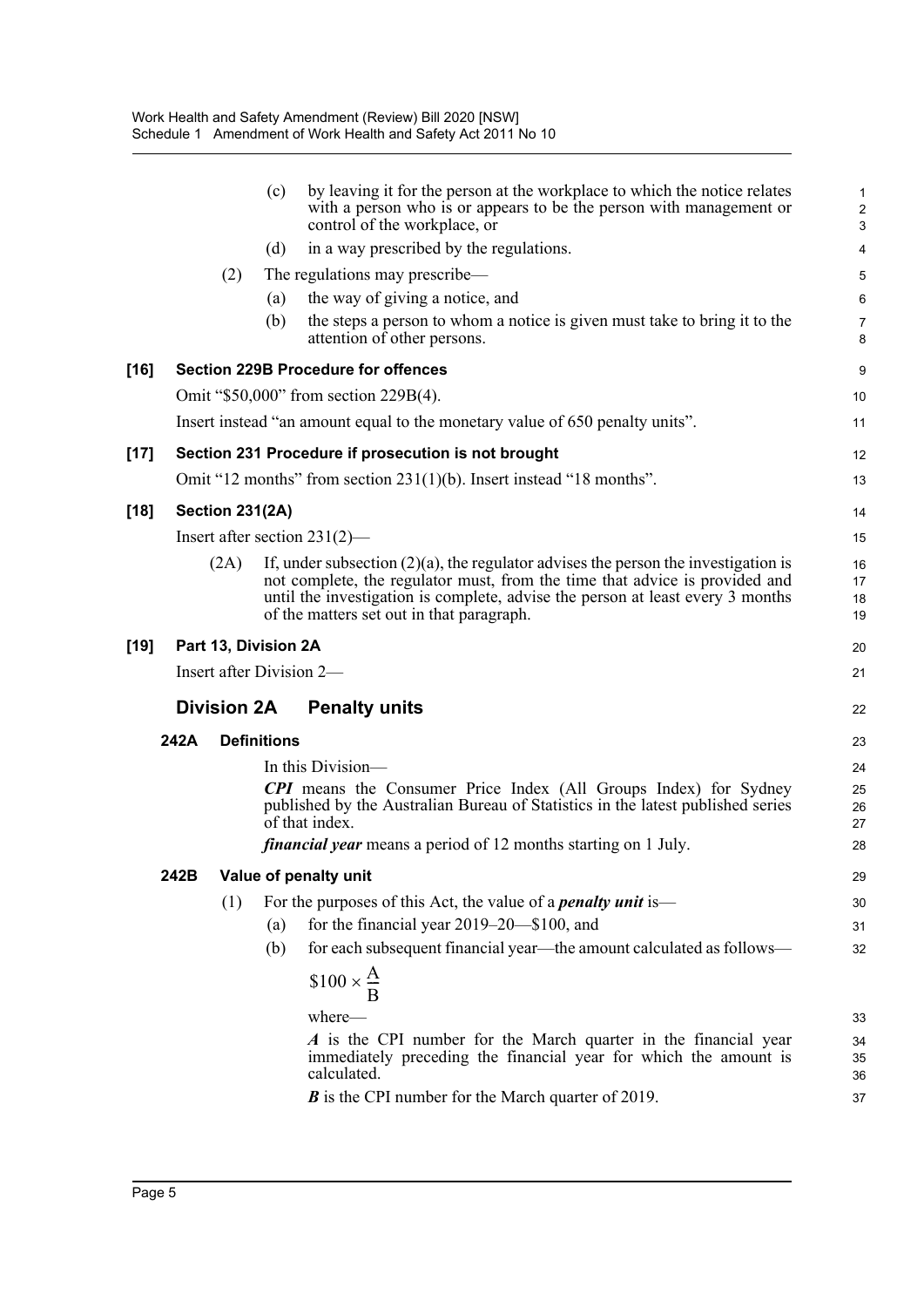(c) by leaving it for the person at the workplace to which the notice relates with a person who is or appears to be the person with management or control of the workplace, or

(d) in a way prescribed by the regulations.

(2) The regulations may prescribe—

(a) the way of giving a notice, and

(b) the steps a person to whom a notice is given must take to bring it to the attention of other persons.

**[16] Section 229B Procedure for offences**

Omit "$50,000" from section 229B(4).

Insert instead "an amount equal to the monetary value of 650 penalty units".

**[17] Section 231 Procedure if prosecution is not brought**

Omit "12 months" from section 231(1)(b). Insert instead "18 months".

**[18] Section 231(2A)**

Insert after section 231(2)—

(2A) If, under subsection (2)(a), the regulator advises the person the investigation is not complete, the regulator must, from the time that advice is provided and until the investigation is complete, advise the person at least every 3 months of the matters set out in that paragraph.

**[19] Part 13, Division 2A**

Insert after Division 2—

## Division 2A Penalty units

### 242A Definitions

In this Division—

***CPI*** means the Consumer Price Index (All Groups Index) for Sydney published by the Australian Bureau of Statistics in the latest published series of that index.

***financial year*** means a period of 12 months starting on 1 July.

### 242B Value of penalty unit

(1) For the purposes of this Act, the value of a ***penalty unit*** is—

(a) for the financial year 2019–20—$100, and

(b) for each subsequent financial year—the amount calculated as follows—

$$\$100 \times \frac{A}{B}$$

where—

***A*** is the CPI number for the March quarter in the financial year immediately preceding the financial year for which the amount is calculated.

***B*** is the CPI number for the March quarter of 2019.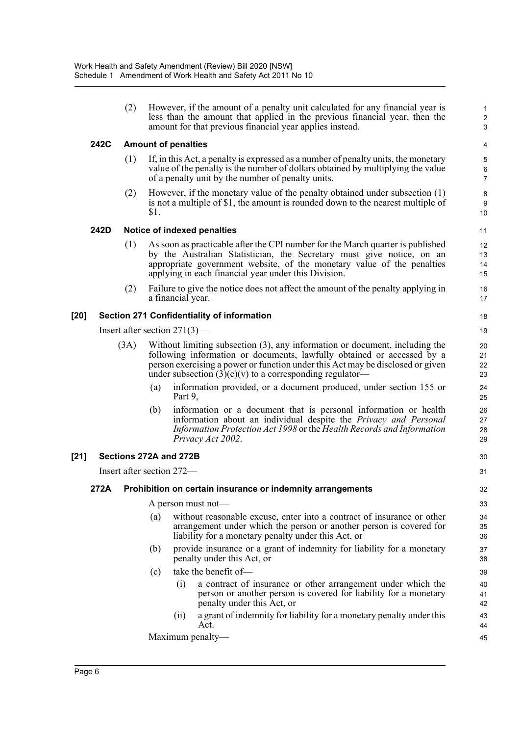(2) However, if the amount of a penalty unit calculated for any financial year is less than the amount that applied in the previous financial year, then the amount for that previous financial year applies instead.

### 242C Amount of penalties

(1) If, in this Act, a penalty is expressed as a number of penalty units, the monetary value of the penalty is the number of dollars obtained by multiplying the value of a penalty unit by the number of penalty units.

(2) However, if the monetary value of the penalty obtained under subsection (1) is not a multiple of $1, the amount is rounded down to the nearest multiple of $1.

### 242D Notice of indexed penalties

(1) As soon as practicable after the CPI number for the March quarter is published by the Australian Statistician, the Secretary must give notice, on an appropriate government website, of the monetary value of the penalties applying in each financial year under this Division.

(2) Failure to give the notice does not affect the amount of the penalty applying in a financial year.

## [20] Section 271 Confidentiality of information

Insert after section 271(3)—

(3A) Without limiting subsection (3), any information or document, including the following information or documents, lawfully obtained or accessed by a person exercising a power or function under this Act may be disclosed or given under subsection (3)(c)(v) to a corresponding regulator—

(a) information provided, or a document produced, under section 155 or Part 9,

(b) information or a document that is personal information or health information about an individual despite the *Privacy and Personal Information Protection Act 1998* or the *Health Records and Information Privacy Act 2002*.

## [21] Sections 272A and 272B

Insert after section 272—

### 272A Prohibition on certain insurance or indemnity arrangements

A person must not—

(a) without reasonable excuse, enter into a contract of insurance or other arrangement under which the person or another person is covered for liability for a monetary penalty under this Act, or

(b) provide insurance or a grant of indemnity for liability for a monetary penalty under this Act, or

(c) take the benefit of—

(i) a contract of insurance or other arrangement under which the person or another person is covered for liability for a monetary penalty under this Act, or

(ii) a grant of indemnity for liability for a monetary penalty under this Act.

Maximum penalty—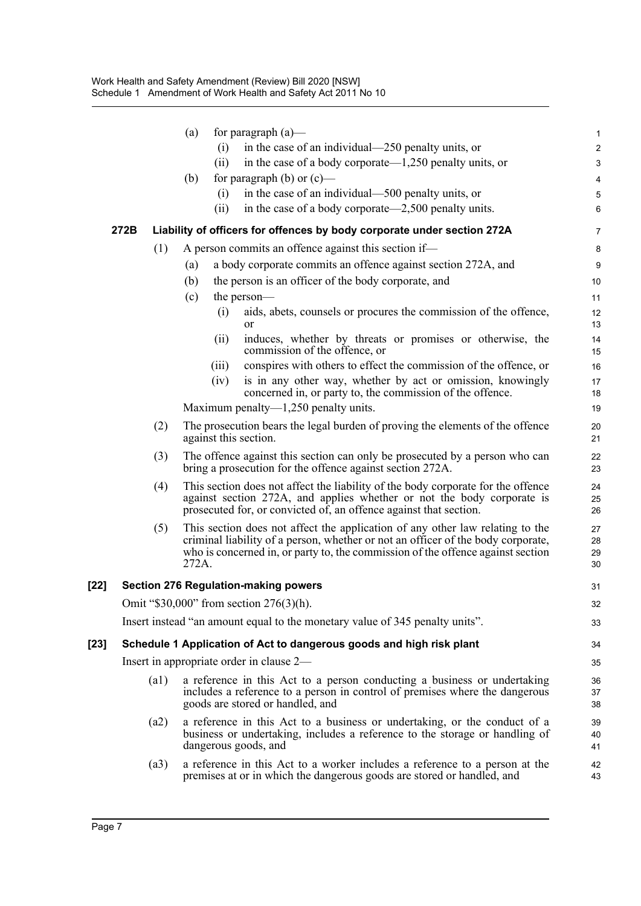(a) for paragraph (a)—

(i) in the case of an individual—250 penalty units, or

(ii) in the case of a body corporate—1,250 penalty units, or

(b) for paragraph (b) or (c)—

(i) in the case of an individual—500 penalty units, or

(ii) in the case of a body corporate—2,500 penalty units.

**272B Liability of officers for offences by body corporate under section 272A**

(1) A person commits an offence against this section if—

(a) a body corporate commits an offence against section 272A, and

(b) the person is an officer of the body corporate, and

(c) the person—

(i) aids, abets, counsels or procures the commission of the offence, or

(ii) induces, whether by threats or promises or otherwise, the commission of the offence, or

(iii) conspires with others to effect the commission of the offence, or

(iv) is in any other way, whether by act or omission, knowingly concerned in, or party to, the commission of the offence.

Maximum penalty—1,250 penalty units.

(2) The prosecution bears the legal burden of proving the elements of the offence against this section.

(3) The offence against this section can only be prosecuted by a person who can bring a prosecution for the offence against section 272A.

(4) This section does not affect the liability of the body corporate for the offence against section 272A, and applies whether or not the body corporate is prosecuted for, or convicted of, an offence against that section.

(5) This section does not affect the application of any other law relating to the criminal liability of a person, whether or not an officer of the body corporate, who is concerned in, or party to, the commission of the offence against section 272A.

**[22] Section 276 Regulation-making powers**

Omit "$30,000" from section 276(3)(h).

Insert instead "an amount equal to the monetary value of 345 penalty units".

**[23] Schedule 1 Application of Act to dangerous goods and high risk plant**

Insert in appropriate order in clause 2—

(a1) a reference in this Act to a person conducting a business or undertaking includes a reference to a person in control of premises where the dangerous goods are stored or handled, and

(a2) a reference in this Act to a business or undertaking, or the conduct of a business or undertaking, includes a reference to the storage or handling of dangerous goods, and

(a3) a reference in this Act to a worker includes a reference to a person at the premises at or in which the dangerous goods are stored or handled, and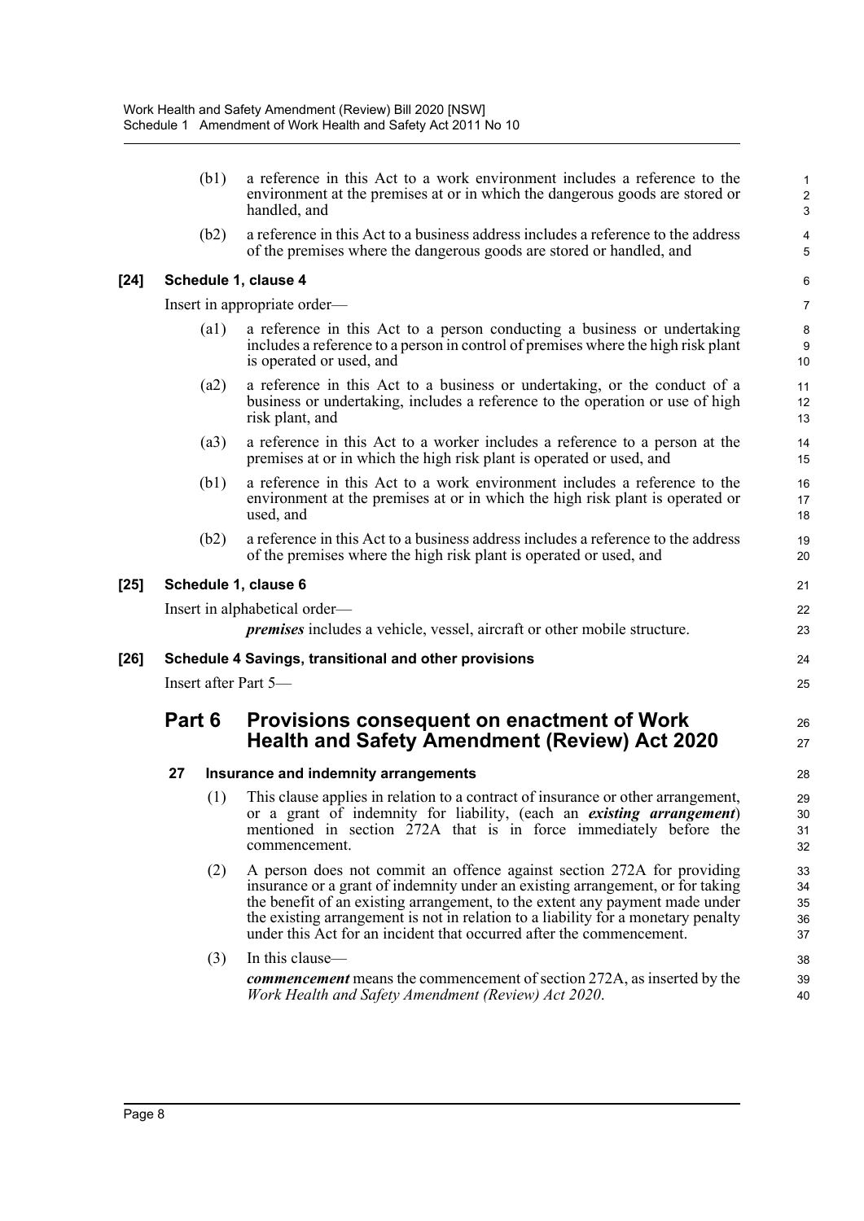(b1) a reference in this Act to a work environment includes a reference to the environment at the premises at or in which the dangerous goods are stored or handled, and

(b2) a reference in this Act to a business address includes a reference to the address of the premises where the dangerous goods are stored or handled, and

**[24] Schedule 1, clause 4**

Insert in appropriate order—

(a1) a reference in this Act to a person conducting a business or undertaking includes a reference to a person in control of premises where the high risk plant is operated or used, and

(a2) a reference in this Act to a business or undertaking, or the conduct of a business or undertaking, includes a reference to the operation or use of high risk plant, and

(a3) a reference in this Act to a worker includes a reference to a person at the premises at or in which the high risk plant is operated or used, and

(b1) a reference in this Act to a work environment includes a reference to the environment at the premises at or in which the high risk plant is operated or used, and

(b2) a reference in this Act to a business address includes a reference to the address of the premises where the high risk plant is operated or used, and

**[25] Schedule 1, clause 6**

Insert in alphabetical order—

***premises*** includes a vehicle, vessel, aircraft or other mobile structure.

**[26] Schedule 4 Savings, transitional and other provisions**

Insert after Part 5—

## Part 6 Provisions consequent on enactment of Work Health and Safety Amendment (Review) Act 2020

### 27 Insurance and indemnity arrangements

(1) This clause applies in relation to a contract of insurance or other arrangement, or a grant of indemnity for liability, (each an ***existing arrangement***) mentioned in section 272A that is in force immediately before the commencement.

(2) A person does not commit an offence against section 272A for providing insurance or a grant of indemnity under an existing arrangement, or for taking the benefit of an existing arrangement, to the extent any payment made under the existing arrangement is not in relation to a liability for a monetary penalty under this Act for an incident that occurred after the commencement.

(3) In this clause—

***commencement*** means the commencement of section 272A, as inserted by the *Work Health and Safety Amendment (Review) Act 2020*.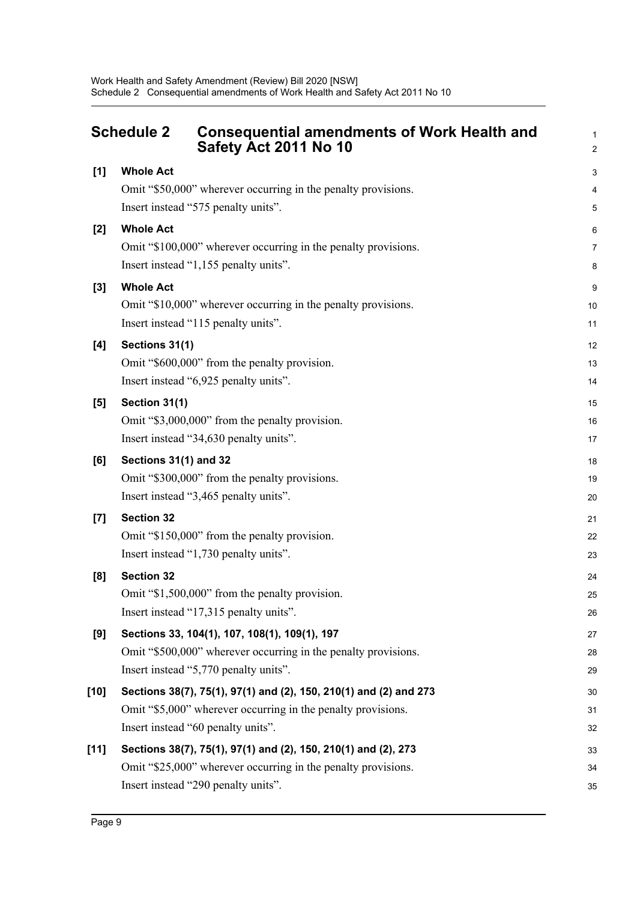## Schedule 2 Consequential amendments of Work Health and Safety Act 2011 No 10

**[1] Whole Act**

Omit "$50,000" wherever occurring in the penalty provisions.

Insert instead "575 penalty units".

**[2] Whole Act**

Omit "$100,000" wherever occurring in the penalty provisions.

Insert instead "1,155 penalty units".

**[3] Whole Act**

Omit "$10,000" wherever occurring in the penalty provisions.

Insert instead "115 penalty units".

**[4] Sections 31(1)**

Omit "$600,000" from the penalty provision.

Insert instead "6,925 penalty units".

**[5] Section 31(1)**

Omit "$3,000,000" from the penalty provision.

Insert instead "34,630 penalty units".

**[6] Sections 31(1) and 32**

Omit "$300,000" from the penalty provisions.

Insert instead "3,465 penalty units".

**[7] Section 32**

Omit "$150,000" from the penalty provision.

Insert instead "1,730 penalty units".

**[8] Section 32**

Omit "$1,500,000" from the penalty provision.

Insert instead "17,315 penalty units".

**[9] Sections 33, 104(1), 107, 108(1), 109(1), 197**

Omit "$500,000" wherever occurring in the penalty provisions.

Insert instead "5,770 penalty units".

**[10] Sections 38(7), 75(1), 97(1) and (2), 150, 210(1) and (2) and 273**

Omit "$5,000" wherever occurring in the penalty provisions.

Insert instead "60 penalty units".

**[11] Sections 38(7), 75(1), 97(1) and (2), 150, 210(1) and (2), 273**

Omit "$25,000" wherever occurring in the penalty provisions.

Insert instead "290 penalty units".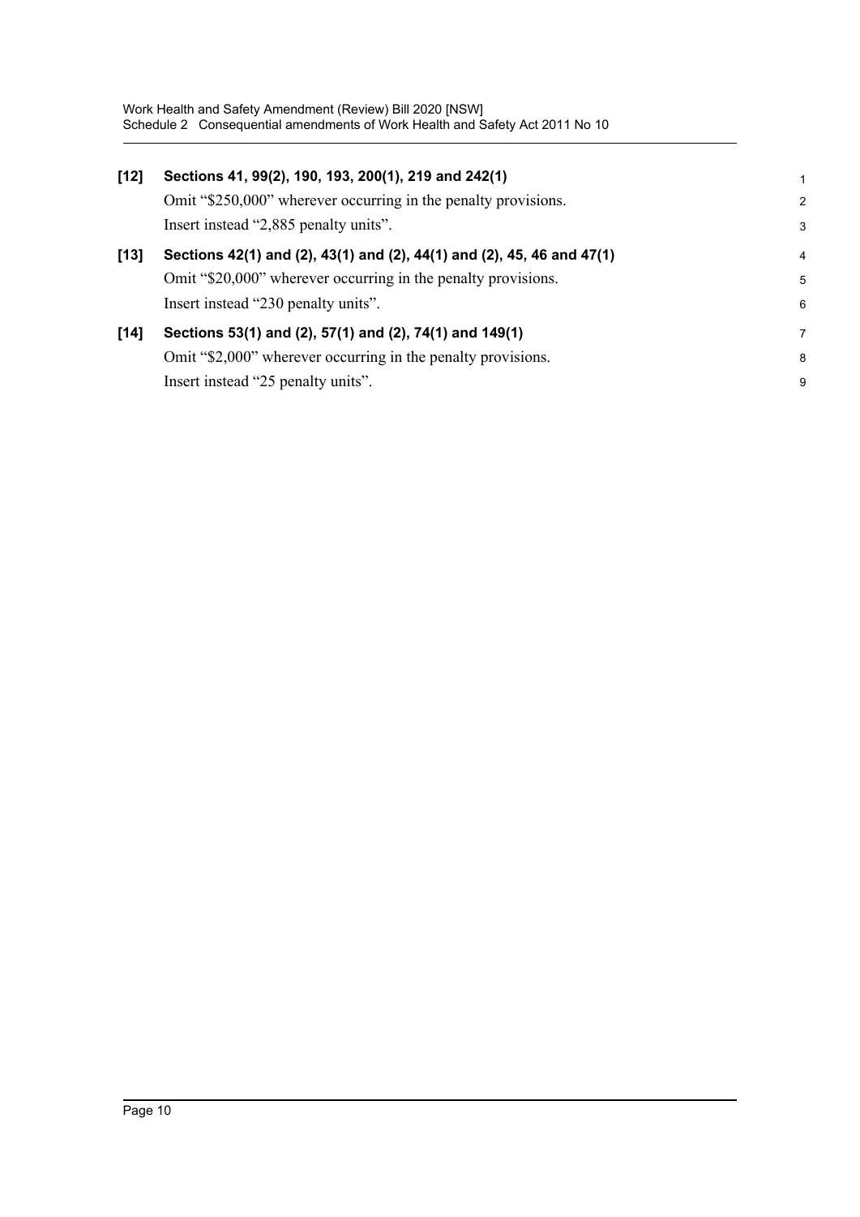**[12] Sections 41, 99(2), 190, 193, 200(1), 219 and 242(1)**

Omit "$250,000" wherever occurring in the penalty provisions.

Insert instead "2,885 penalty units".

**[13] Sections 42(1) and (2), 43(1) and (2), 44(1) and (2), 45, 46 and 47(1)**

Omit "$20,000" wherever occurring in the penalty provisions.

Insert instead "230 penalty units".

**[14] Sections 53(1) and (2), 57(1) and (2), 74(1) and 149(1)**

Omit "$2,000" wherever occurring in the penalty provisions.

Insert instead "25 penalty units".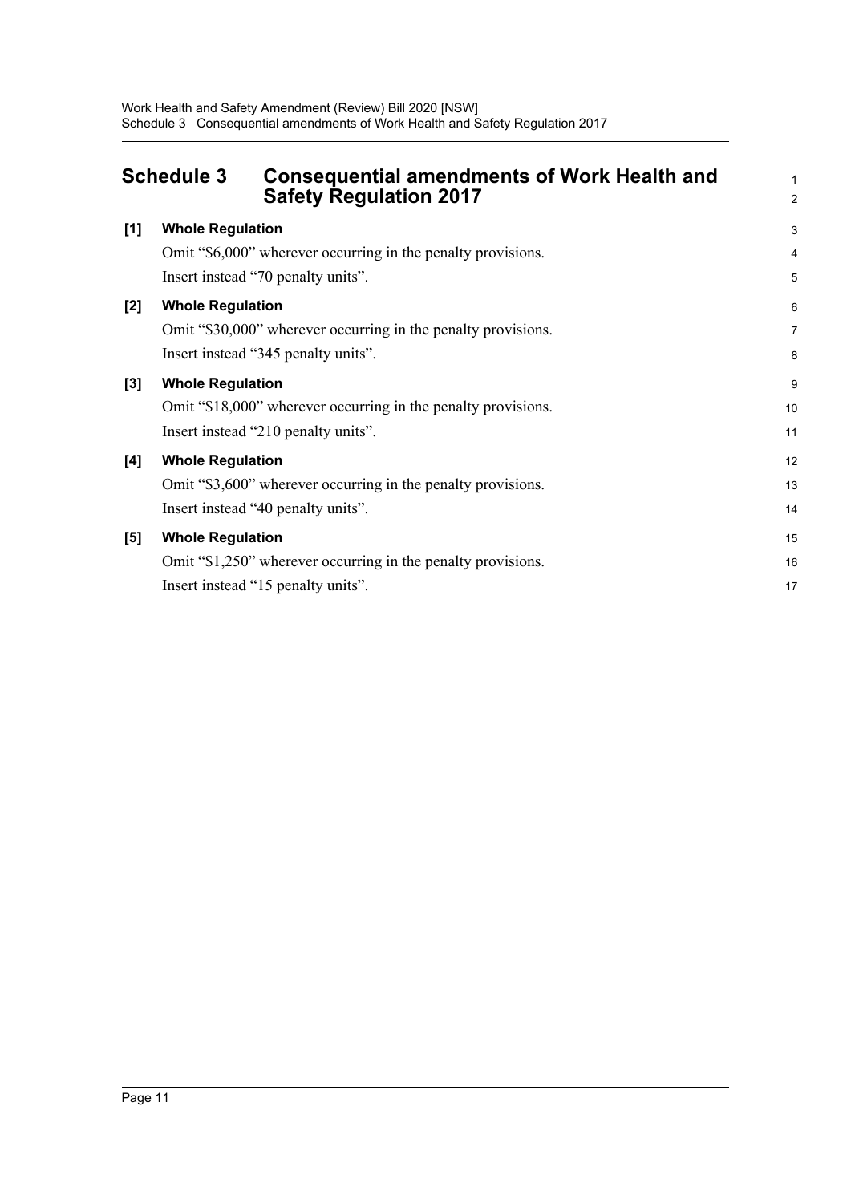# Schedule 3 Consequential amendments of Work Health and Safety Regulation 2017

**[1] Whole Regulation**

Omit "$6,000" wherever occurring in the penalty provisions.

Insert instead "70 penalty units".

**[2] Whole Regulation**

Omit "$30,000" wherever occurring in the penalty provisions.

Insert instead "345 penalty units".

**[3] Whole Regulation**

Omit "$18,000" wherever occurring in the penalty provisions.

Insert instead "210 penalty units".

**[4] Whole Regulation**

Omit "$3,600" wherever occurring in the penalty provisions.

Insert instead "40 penalty units".

**[5] Whole Regulation**

Omit "$1,250" wherever occurring in the penalty provisions.

Insert instead "15 penalty units".